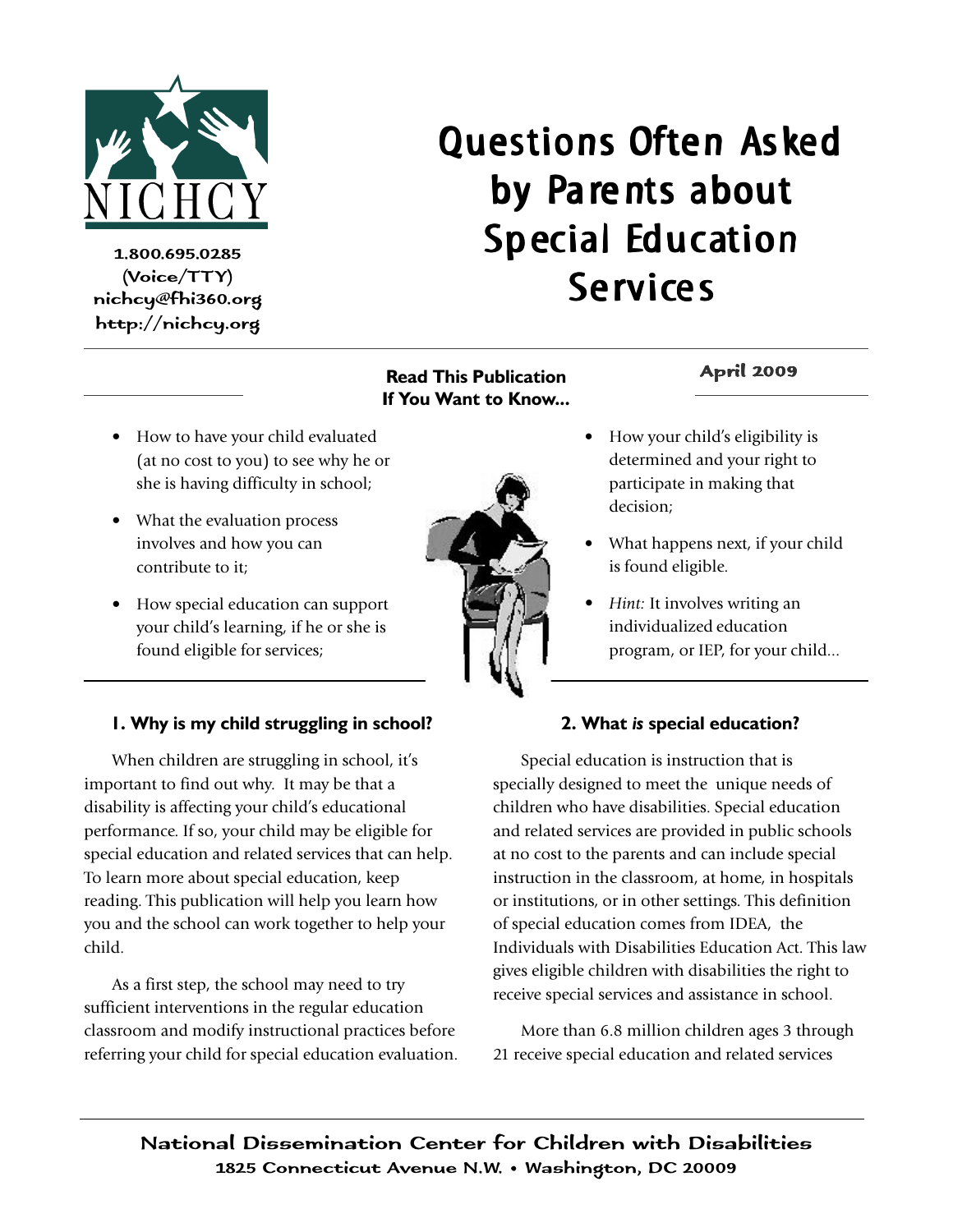NICHCY

1.800.695.0285
(Voice/TTY)
nichcy@fhi360.org
http://nichcy.org

# Questions Often Asked by Parents about Special Education Services

April 2009

**Read This Publication If You Want to Know...**

- How to have your child evaluated (at no cost to you) to see why he or she is having difficulty in school;
- What the evaluation process involves and how you can contribute to it;
- How special education can support your child's learning, if he or she is found eligible for services;
- How your child's eligibility is determined and your right to participate in making that decision;
- What happens next, if your child is found eligible.
- *Hint:* It involves writing an individualized education program, or IEP, for your child...

## 1. Why is my child struggling in school?

When children are struggling in school, it's important to find out why. It may be that a disability is affecting your child's educational performance. If so, your child may be eligible for special education and related services that can help. To learn more about special education, keep reading. This publication will help you learn how you and the school can work together to help your child.

As a first step, the school may need to try sufficient interventions in the regular education classroom and modify instructional practices before referring your child for special education evaluation.

## 2. What *is* special education?

Special education is instruction that is specially designed to meet the unique needs of children who have disabilities. Special education and related services are provided in public schools at no cost to the parents and can include special instruction in the classroom, at home, in hospitals or institutions, or in other settings. This definition of special education comes from IDEA, the Individuals with Disabilities Education Act. This law gives eligible children with disabilities the right to receive special services and assistance in school.

More than 6.8 million children ages 3 through 21 receive special education and related services

National Dissemination Center for Children with Disabilities
1825 Connecticut Avenue N.W. • Washington, DC 20009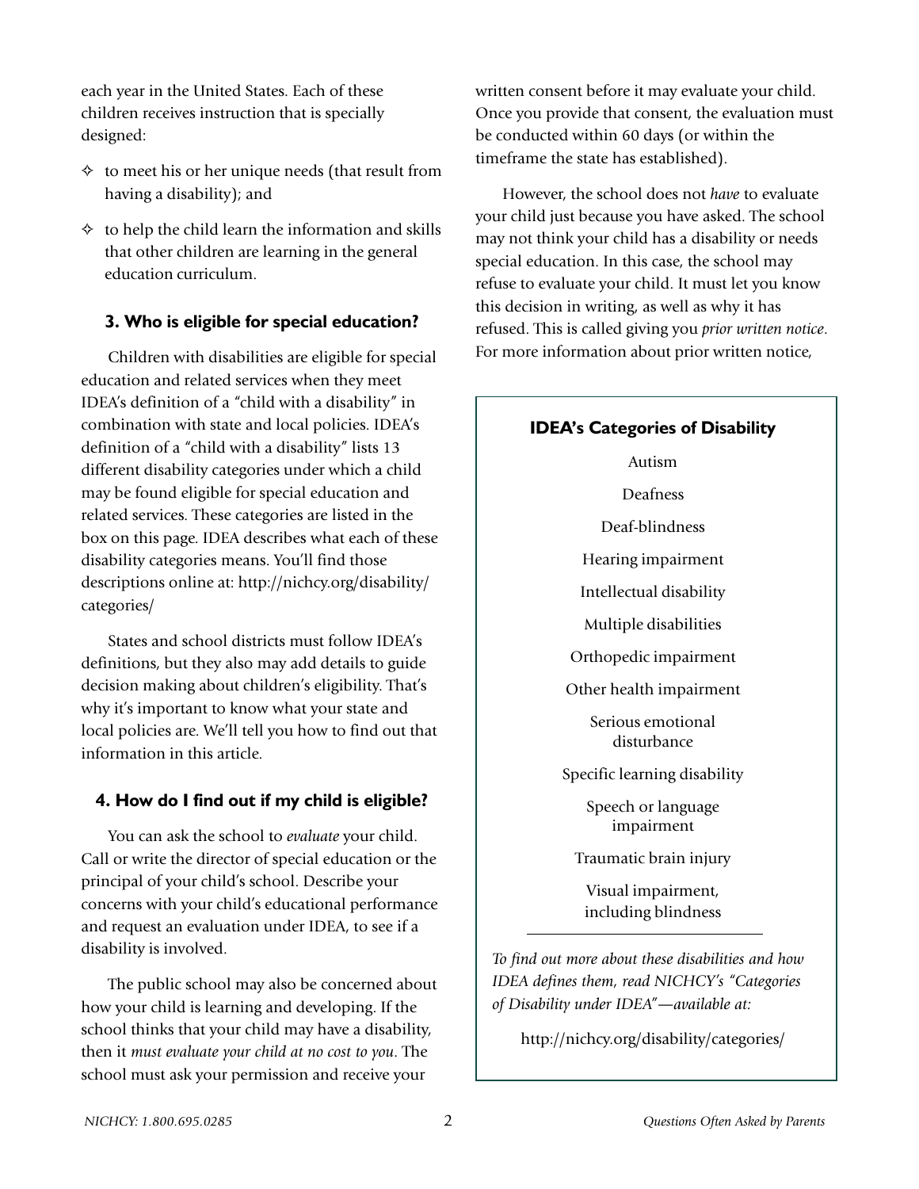each year in the United States. Each of these children receives instruction that is specially designed:

- to meet his or her unique needs (that result from having a disability); and
- to help the child learn the information and skills that other children are learning in the general education curriculum.

### 3. Who is eligible for special education?

Children with disabilities are eligible for special education and related services when they meet IDEA's definition of a "child with a disability" in combination with state and local policies. IDEA's definition of a "child with a disability" lists 13 different disability categories under which a child may be found eligible for special education and related services. These categories are listed in the box on this page. IDEA describes what each of these disability categories means. You'll find those descriptions online at: http://nichcy.org/disability/categories/

States and school districts must follow IDEA's definitions, but they also may add details to guide decision making about children's eligibility. That's why it's important to know what your state and local policies are. We'll tell you how to find out that information in this article.

### 4. How do I find out if my child is eligible?

You can ask the school to *evaluate* your child. Call or write the director of special education or the principal of your child's school. Describe your concerns with your child's educational performance and request an evaluation under IDEA, to see if a disability is involved.

The public school may also be concerned about how your child is learning and developing. If the school thinks that your child may have a disability, then it *must evaluate your child at no cost to you*. The school must ask your permission and receive your written consent before it may evaluate your child. Once you provide that consent, the evaluation must be conducted within 60 days (or within the timeframe the state has established).

However, the school does not *have* to evaluate your child just because you have asked. The school may not think your child has a disability or needs special education. In this case, the school may refuse to evaluate your child. It must let you know this decision in writing, as well as why it has refused. This is called giving you *prior written notice*. For more information about prior written notice,

**IDEA's Categories of Disability**

Autism

Deafness

Deaf-blindness

Hearing impairment

Intellectual disability

Multiple disabilities

Orthopedic impairment

Other health impairment

Serious emotional disturbance

Specific learning disability

Speech or language impairment

Traumatic brain injury

Visual impairment, including blindness

*To find out more about these disabilities and how IDEA defines them, read NICHCY's "Categories of Disability under IDEA"—available at:*

http://nichcy.org/disability/categories/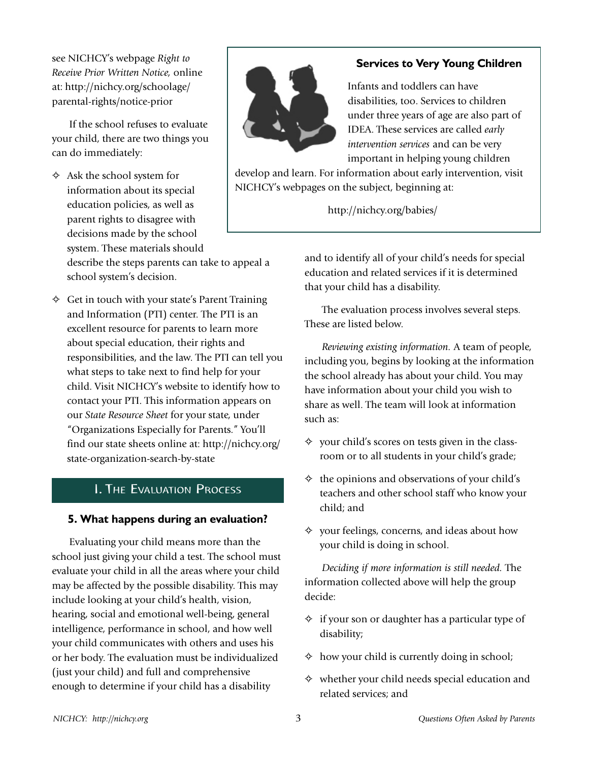see NICHCY's webpage *Right to Receive Prior Written Notice,* online at: http://nichcy.org/schoolage/parental-rights/notice-prior

If the school refuses to evaluate your child, there are two things you can do immediately:

- Ask the school system for information about its special education policies, as well as parent rights to disagree with decisions made by the school system. These materials should describe the steps parents can take to appeal a school system's decision.
- Get in touch with your state's Parent Training and Information (PTI) center. The PTI is an excellent resource for parents to learn more about special education, their rights and responsibilities, and the law. The PTI can tell you what steps to take next to find help for your child. Visit NICHCY's website to identify how to contact your PTI. This information appears on our *State Resource Sheet* for your state, under "Organizations Especially for Parents." You'll find our state sheets online at: http://nichcy.org/state-organization-search-by-state

> **Services to Very Young Children**
>
> Infants and toddlers can have disabilities, too. Services to children under three years of age are also part of IDEA. These services are called *early intervention services* and can be very important in helping young children develop and learn. For information about early intervention, visit NICHCY's webpages on the subject, beginning at:
>
> http://nichcy.org/babies/

## I. The Evaluation Process

### 5. What happens during an evaluation?

Evaluating your child means more than the school just giving your child a test. The school must evaluate your child in all the areas where your child may be affected by the possible disability. This may include looking at your child's health, vision, hearing, social and emotional well-being, general intelligence, performance in school, and how well your child communicates with others and uses his or her body. The evaluation must be individualized (just your child) and full and comprehensive enough to determine if your child has a disability and to identify all of your child's needs for special education and related services if it is determined that your child has a disability.

The evaluation process involves several steps. These are listed below.

*Reviewing existing information.* A team of people, including you, begins by looking at the information the school already has about your child. You may have information about your child you wish to share as well. The team will look at information such as:

- your child's scores on tests given in the classroom or to all students in your child's grade;
- the opinions and observations of your child's teachers and other school staff who know your child; and
- your feelings, concerns, and ideas about how your child is doing in school.

*Deciding if more information is still needed.* The information collected above will help the group decide:

- if your son or daughter has a particular type of disability;
- how your child is currently doing in school;
- whether your child needs special education and related services; and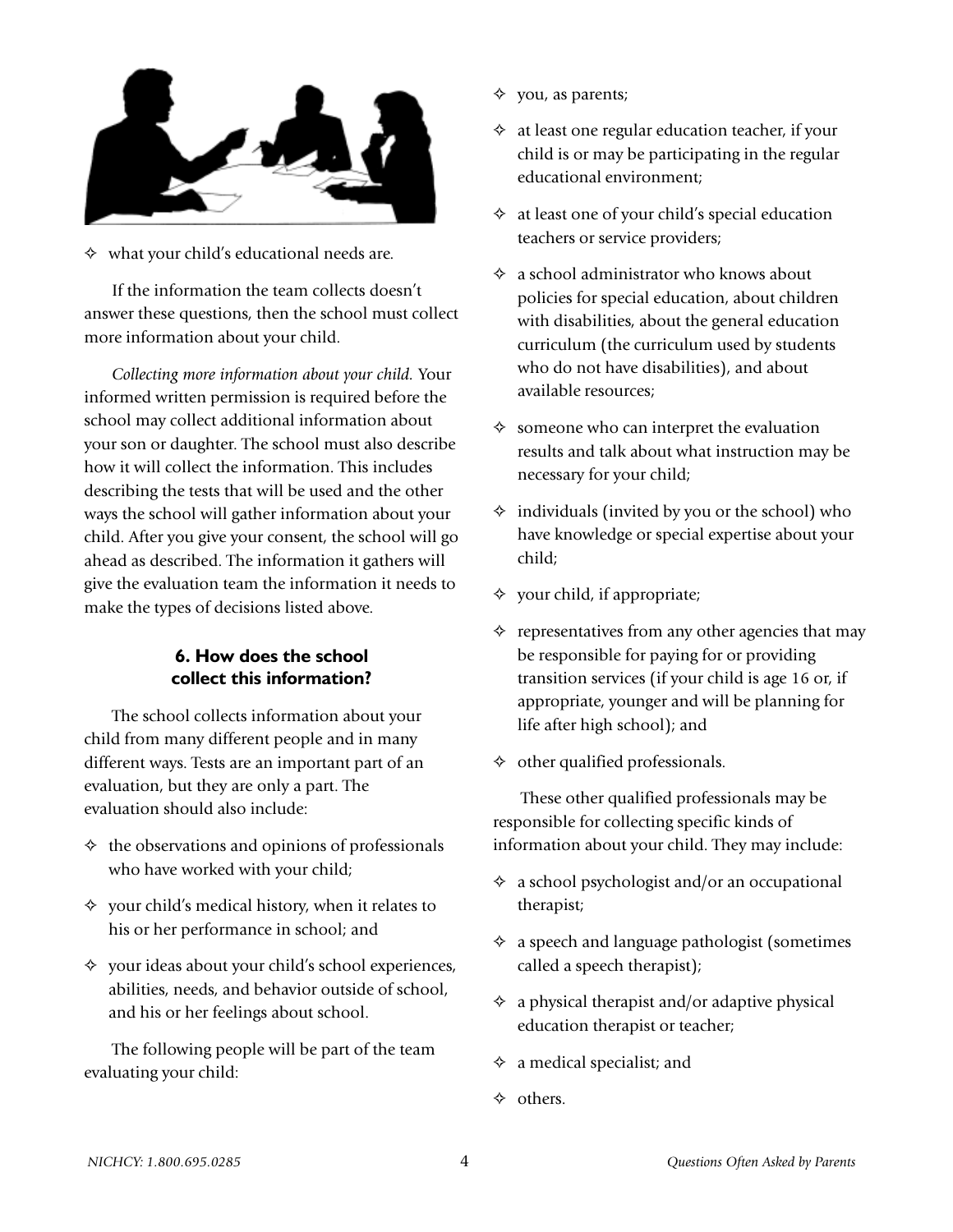- what your child's educational needs are.

If the information the team collects doesn't answer these questions, then the school must collect more information about your child.

*Collecting more information about your child.* Your informed written permission is required before the school may collect additional information about your son or daughter. The school must also describe how it will collect the information. This includes describing the tests that will be used and the other ways the school will gather information about your child. After you give your consent, the school will go ahead as described. The information it gathers will give the evaluation team the information it needs to make the types of decisions listed above.

### 6. How does the school collect this information?

The school collects information about your child from many different people and in many different ways. Tests are an important part of an evaluation, but they are only a part. The evaluation should also include:

- the observations and opinions of professionals who have worked with your child;
- your child's medical history, when it relates to his or her performance in school; and
- your ideas about your child's school experiences, abilities, needs, and behavior outside of school, and his or her feelings about school.

The following people will be part of the team evaluating your child:

- you, as parents;
- at least one regular education teacher, if your child is or may be participating in the regular educational environment;
- at least one of your child's special education teachers or service providers;
- a school administrator who knows about policies for special education, about children with disabilities, about the general education curriculum (the curriculum used by students who do not have disabilities), and about available resources;
- someone who can interpret the evaluation results and talk about what instruction may be necessary for your child;
- individuals (invited by you or the school) who have knowledge or special expertise about your child;
- your child, if appropriate;
- representatives from any other agencies that may be responsible for paying for or providing transition services (if your child is age 16 or, if appropriate, younger and will be planning for life after high school); and
- other qualified professionals.

These other qualified professionals may be responsible for collecting specific kinds of information about your child. They may include:

- a school psychologist and/or an occupational therapist;
- a speech and language pathologist (sometimes called a speech therapist);
- a physical therapist and/or adaptive physical education therapist or teacher;
- a medical specialist; and
- others.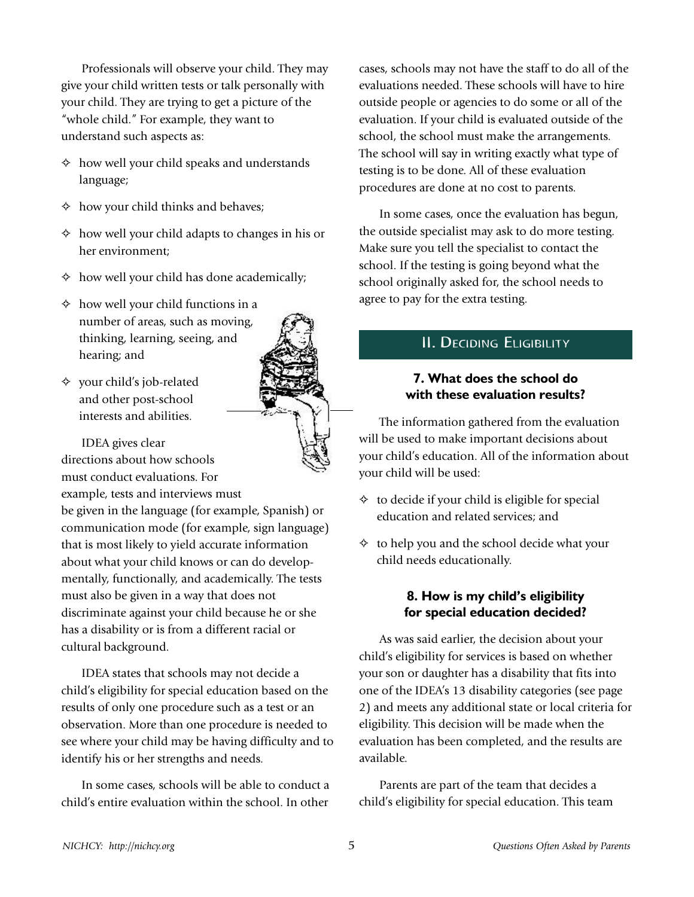Professionals will observe your child. They may give your child written tests or talk personally with your child. They are trying to get a picture of the "whole child." For example, they want to understand such aspects as:

- how well your child speaks and understands language;
- how your child thinks and behaves;
- how well your child adapts to changes in his or her environment;
- how well your child has done academically;
- how well your child functions in a number of areas, such as moving, thinking, learning, seeing, and hearing; and
- your child's job-related and other post-school interests and abilities.

IDEA gives clear directions about how schools must conduct evaluations. For example, tests and interviews must be given in the language (for example, Spanish) or communication mode (for example, sign language) that is most likely to yield accurate information about what your child knows or can do developmentally, functionally, and academically. The tests must also be given in a way that does not discriminate against your child because he or she has a disability or is from a different racial or cultural background.

IDEA states that schools may not decide a child's eligibility for special education based on the results of only one procedure such as a test or an observation. More than one procedure is needed to see where your child may be having difficulty and to identify his or her strengths and needs.

In some cases, schools will be able to conduct a child's entire evaluation within the school. In other cases, schools may not have the staff to do all of the evaluations needed. These schools will have to hire outside people or agencies to do some or all of the evaluation. If your child is evaluated outside of the school, the school must make the arrangements. The school will say in writing exactly what type of testing is to be done. All of these evaluation procedures are done at no cost to parents.

In some cases, once the evaluation has begun, the outside specialist may ask to do more testing. Make sure you tell the specialist to contact the school. If the testing is going beyond what the school originally asked for, the school needs to agree to pay for the extra testing.

## II. Deciding Eligibility

### 7. What does the school do with these evaluation results?

The information gathered from the evaluation will be used to make important decisions about your child's education. All of the information about your child will be used:

- to decide if your child is eligible for special education and related services; and
- to help you and the school decide what your child needs educationally.

### 8. How is my child's eligibility for special education decided?

As was said earlier, the decision about your child's eligibility for services is based on whether your son or daughter has a disability that fits into one of the IDEA's 13 disability categories (see page 2) and meets any additional state or local criteria for eligibility. This decision will be made when the evaluation has been completed, and the results are available.

Parents are part of the team that decides a child's eligibility for special education. This team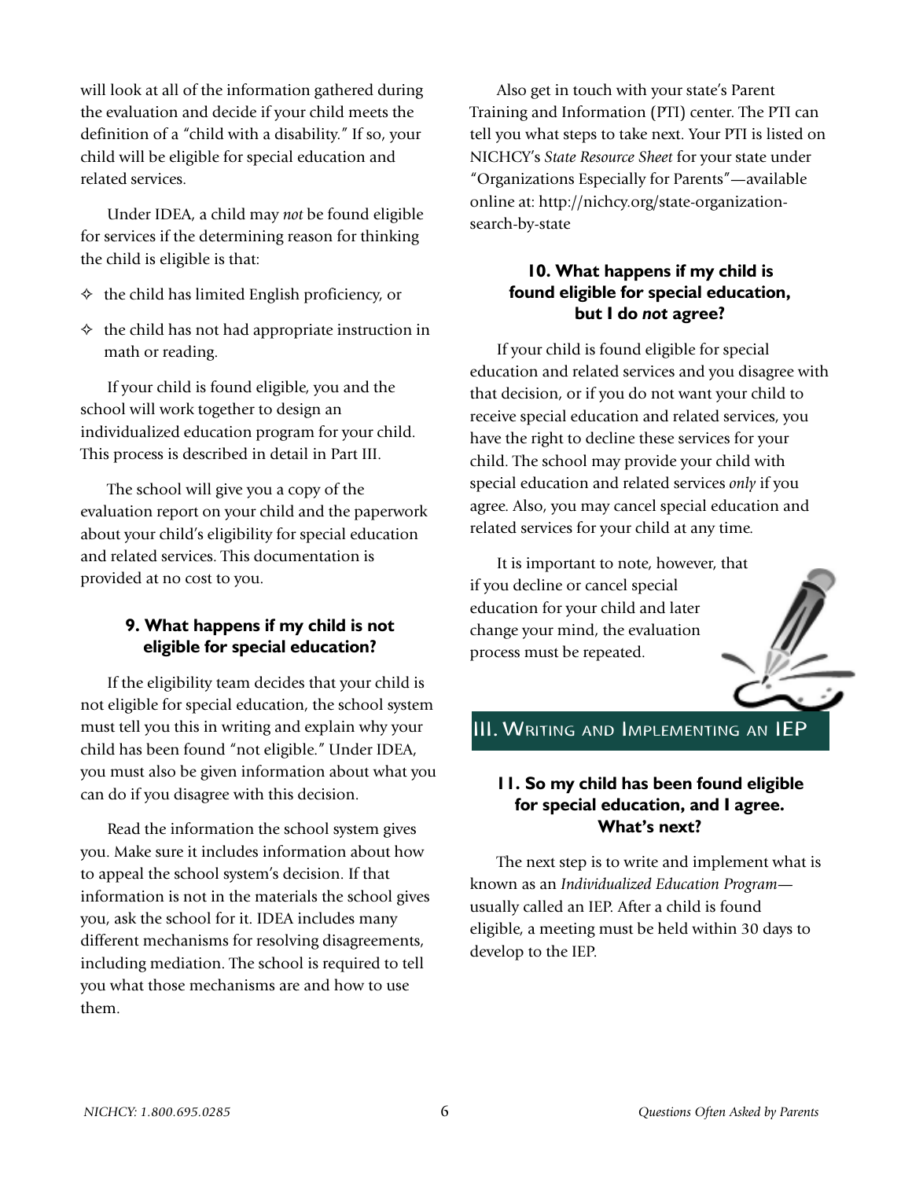will look at all of the information gathered during the evaluation and decide if your child meets the definition of a "child with a disability." If so, your child will be eligible for special education and related services.

Under IDEA, a child may *not* be found eligible for services if the determining reason for thinking the child is eligible is that:

- the child has limited English proficiency, or
- the child has not had appropriate instruction in math or reading.

If your child is found eligible, you and the school will work together to design an individualized education program for your child. This process is described in detail in Part III.

The school will give you a copy of the evaluation report on your child and the paperwork about your child's eligibility for special education and related services. This documentation is provided at no cost to you.

### 9. What happens if my child is not eligible for special education?

If the eligibility team decides that your child is not eligible for special education, the school system must tell you this in writing and explain why your child has been found "not eligible." Under IDEA, you must also be given information about what you can do if you disagree with this decision.

Read the information the school system gives you. Make sure it includes information about how to appeal the school system's decision. If that information is not in the materials the school gives you, ask the school for it. IDEA includes many different mechanisms for resolving disagreements, including mediation. The school is required to tell you what those mechanisms are and how to use them.

Also get in touch with your state's Parent Training and Information (PTI) center. The PTI can tell you what steps to take next. Your PTI is listed on NICHCY's *State Resource Sheet* for your state under "Organizations Especially for Parents"—available online at: http://nichcy.org/state-organization-search-by-state

### 10. What happens if my child is found eligible for special education, but I do *not* agree?

If your child is found eligible for special education and related services and you disagree with that decision, or if you do not want your child to receive special education and related services, you have the right to decline these services for your child. The school may provide your child with special education and related services *only* if you agree. Also, you may cancel special education and related services for your child at any time.

It is important to note, however, that if you decline or cancel special education for your child and later change your mind, the evaluation process must be repeated.

## III. Writing and Implementing an IEP

### 11. So my child has been found eligible for special education, and I agree. What's next?

The next step is to write and implement what is known as an *Individualized Education Program*—usually called an IEP. After a child is found eligible, a meeting must be held within 30 days to develop to the IEP.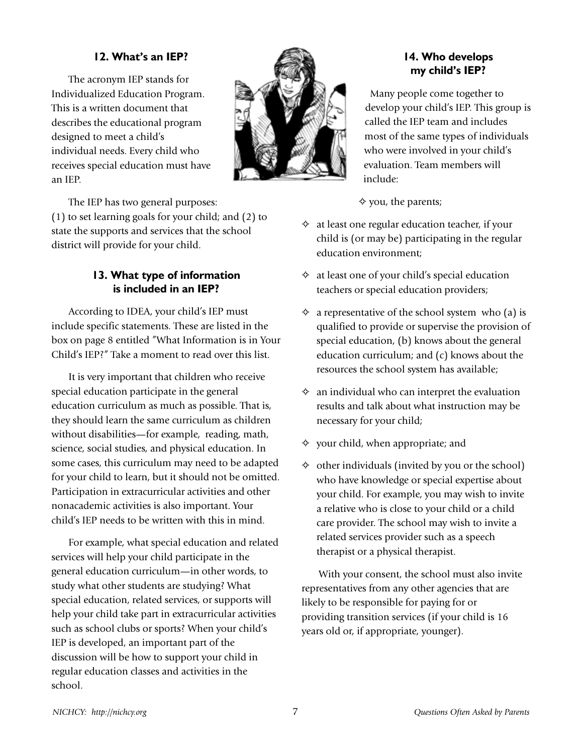### 12. What's an IEP?

The acronym IEP stands for Individualized Education Program. This is a written document that describes the educational program designed to meet a child's individual needs. Every child who receives special education must have an IEP.

The IEP has two general purposes: (1) to set learning goals for your child; and (2) to state the supports and services that the school district will provide for your child.

### 13. What type of information is included in an IEP?

According to IDEA, your child's IEP must include specific statements. These are listed in the box on page 8 entitled "What Information is in Your Child's IEP?" Take a moment to read over this list.

It is very important that children who receive special education participate in the general education curriculum as much as possible. That is, they should learn the same curriculum as children without disabilities—for example, reading, math, science, social studies, and physical education. In some cases, this curriculum may need to be adapted for your child to learn, but it should not be omitted. Participation in extracurricular activities and other nonacademic activities is also important. Your child's IEP needs to be written with this in mind.

For example, what special education and related services will help your child participate in the general education curriculum—in other words, to study what other students are studying? What special education, related services, or supports will help your child take part in extracurricular activities such as school clubs or sports? When your child's IEP is developed, an important part of the discussion will be how to support your child in regular education classes and activities in the school.

### 14. Who develops my child's IEP?

Many people come together to develop your child's IEP. This group is called the IEP team and includes most of the same types of individuals who were involved in your child's evaluation. Team members will include:

- you, the parents;
- at least one regular education teacher, if your child is (or may be) participating in the regular education environment;
- at least one of your child's special education teachers or special education providers;
- a representative of the school system who (a) is qualified to provide or supervise the provision of special education, (b) knows about the general education curriculum; and (c) knows about the resources the school system has available;
- an individual who can interpret the evaluation results and talk about what instruction may be necessary for your child;
- your child, when appropriate; and
- other individuals (invited by you or the school) who have knowledge or special expertise about your child. For example, you may wish to invite a relative who is close to your child or a child care provider. The school may wish to invite a related services provider such as a speech therapist or a physical therapist.

With your consent, the school must also invite representatives from any other agencies that are likely to be responsible for paying for or providing transition services (if your child is 16 years old or, if appropriate, younger).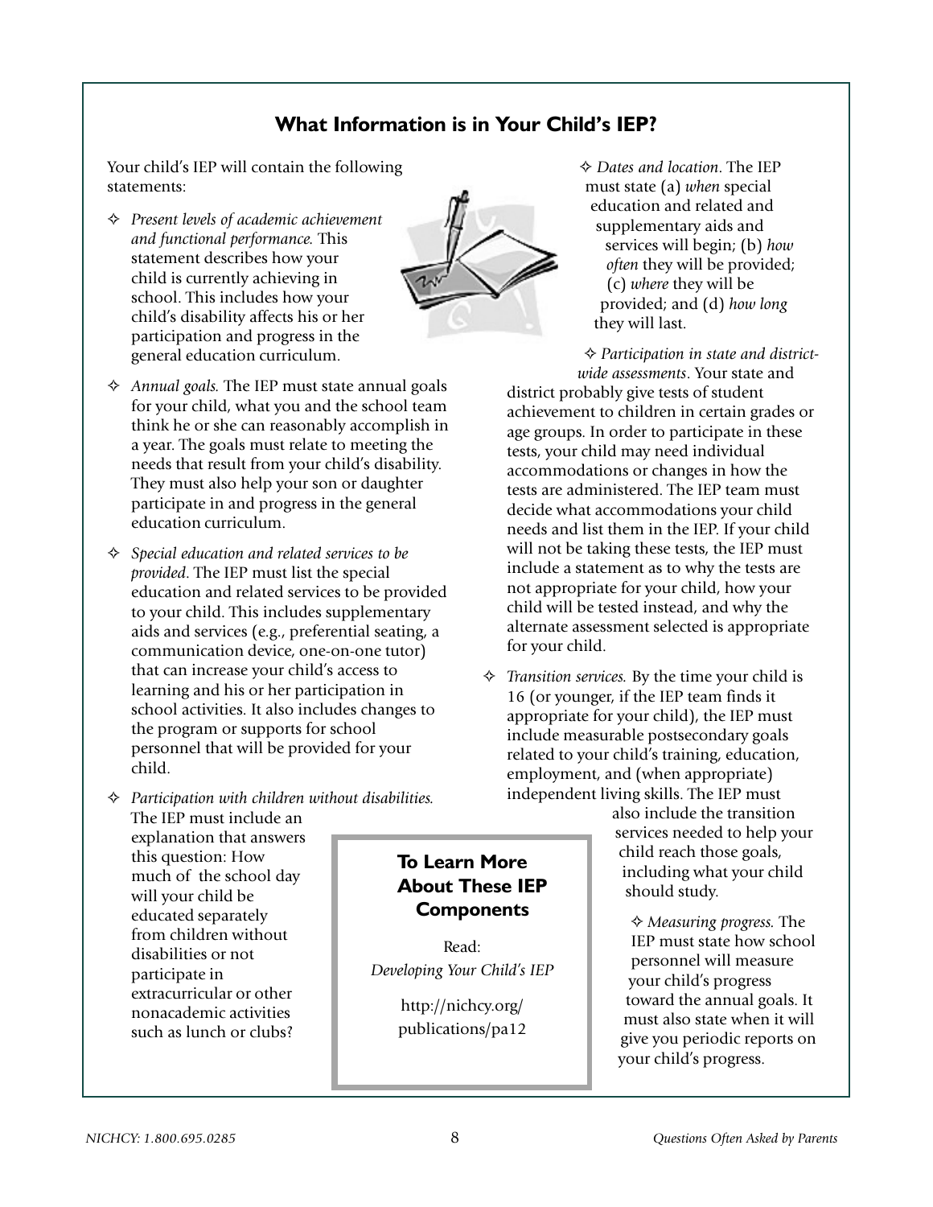## What Information is in Your Child's IEP?

Your child's IEP will contain the following statements:

- *Present levels of academic achievement and functional performance.* This statement describes how your child is currently achieving in school. This includes how your child's disability affects his or her participation and progress in the general education curriculum.
- *Annual goals.* The IEP must state annual goals for your child, what you and the school team think he or she can reasonably accomplish in a year. The goals must relate to meeting the needs that result from your child's disability. They must also help your son or daughter participate in and progress in the general education curriculum.
- *Special education and related services to be provided*. The IEP must list the special education and related services to be provided to your child. This includes supplementary aids and services (e.g., preferential seating, a communication device, one-on-one tutor) that can increase your child's access to learning and his or her participation in school activities. It also includes changes to the program or supports for school personnel that will be provided for your child.
- *Participation with children without disabilities.* The IEP must include an explanation that answers this question: How much of the school day will your child be educated separately from children without disabilities or not participate in extracurricular or other nonacademic activities such as lunch or clubs?
- *Dates and location*. The IEP must state (a) *when* special education and related and supplementary aids and services will begin; (b) *how often* they will be provided; (c) *where* they will be provided; and (d) *how long* they will last.
- *Participation in state and district-wide assessments*. Your state and district probably give tests of student achievement to children in certain grades or age groups. In order to participate in these tests, your child may need individual accommodations or changes in how the tests are administered. The IEP team must decide what accommodations your child needs and list them in the IEP. If your child will not be taking these tests, the IEP must include a statement as to why the tests are not appropriate for your child, how your child will be tested instead, and why the alternate assessment selected is appropriate for your child.
- *Transition services.* By the time your child is 16 (or younger, if the IEP team finds it appropriate for your child), the IEP must include measurable postsecondary goals related to your child's training, education, employment, and (when appropriate) independent living skills. The IEP must also include the transition services needed to help your child reach those goals, including what your child should study.
- *Measuring progress.* The IEP must state how school personnel will measure your child's progress toward the annual goals. It must also state when it will give you periodic reports on your child's progress.

### To Learn More About These IEP Components

Read:
*Developing Your Child's IEP*

http://nichcy.org/publications/pa12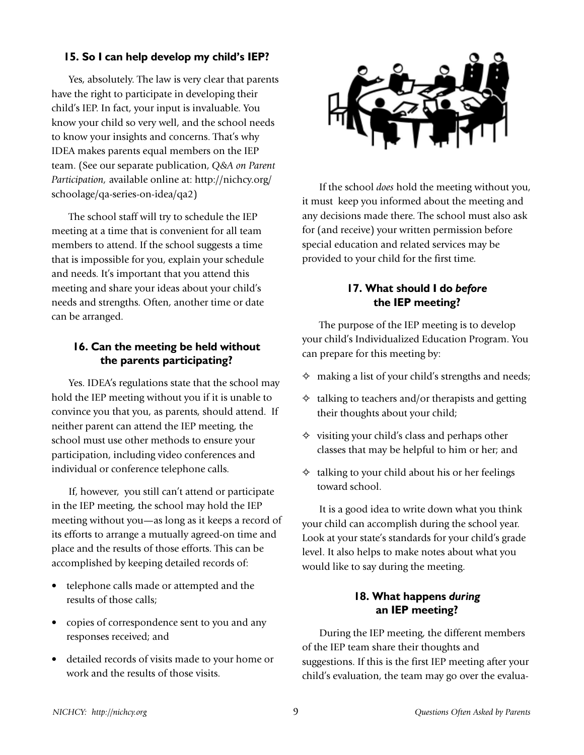### 15. So I can help develop my child's IEP?

Yes, absolutely. The law is very clear that parents have the right to participate in developing their child's IEP. In fact, your input is invaluable. You know your child so very well, and the school needs to know your insights and concerns. That's why IDEA makes parents equal members on the IEP team. (See our separate publication, *Q&A on Parent Participation,* available online at: http://nichcy.org/schoolage/qa-series-on-idea/qa2)

The school staff will try to schedule the IEP meeting at a time that is convenient for all team members to attend. If the school suggests a time that is impossible for you, explain your schedule and needs. It's important that you attend this meeting and share your ideas about your child's needs and strengths. Often, another time or date can be arranged.

### 16. Can the meeting be held without the parents participating?

Yes. IDEA's regulations state that the school may hold the IEP meeting without you if it is unable to convince you that you, as parents, should attend. If neither parent can attend the IEP meeting, the school must use other methods to ensure your participation, including video conferences and individual or conference telephone calls.

If, however, you still can't attend or participate in the IEP meeting, the school may hold the IEP meeting without you—as long as it keeps a record of its efforts to arrange a mutually agreed-on time and place and the results of those efforts. This can be accomplished by keeping detailed records of:

- telephone calls made or attempted and the results of those calls;
- copies of correspondence sent to you and any responses received; and
- detailed records of visits made to your home or work and the results of those visits.

If the school *does* hold the meeting without you, it must keep you informed about the meeting and any decisions made there. The school must also ask for (and receive) your written permission before special education and related services may be provided to your child for the first time.

### 17. What should I do *before* the IEP meeting?

The purpose of the IEP meeting is to develop your child's Individualized Education Program. You can prepare for this meeting by:

- making a list of your child's strengths and needs;
- talking to teachers and/or therapists and getting their thoughts about your child;
- visiting your child's class and perhaps other classes that may be helpful to him or her; and
- talking to your child about his or her feelings toward school.

It is a good idea to write down what you think your child can accomplish during the school year. Look at your state's standards for your child's grade level. It also helps to make notes about what you would like to say during the meeting.

### 18. What happens *during* an IEP meeting?

During the IEP meeting, the different members of the IEP team share their thoughts and suggestions. If this is the first IEP meeting after your child's evaluation, the team may go over the evalua-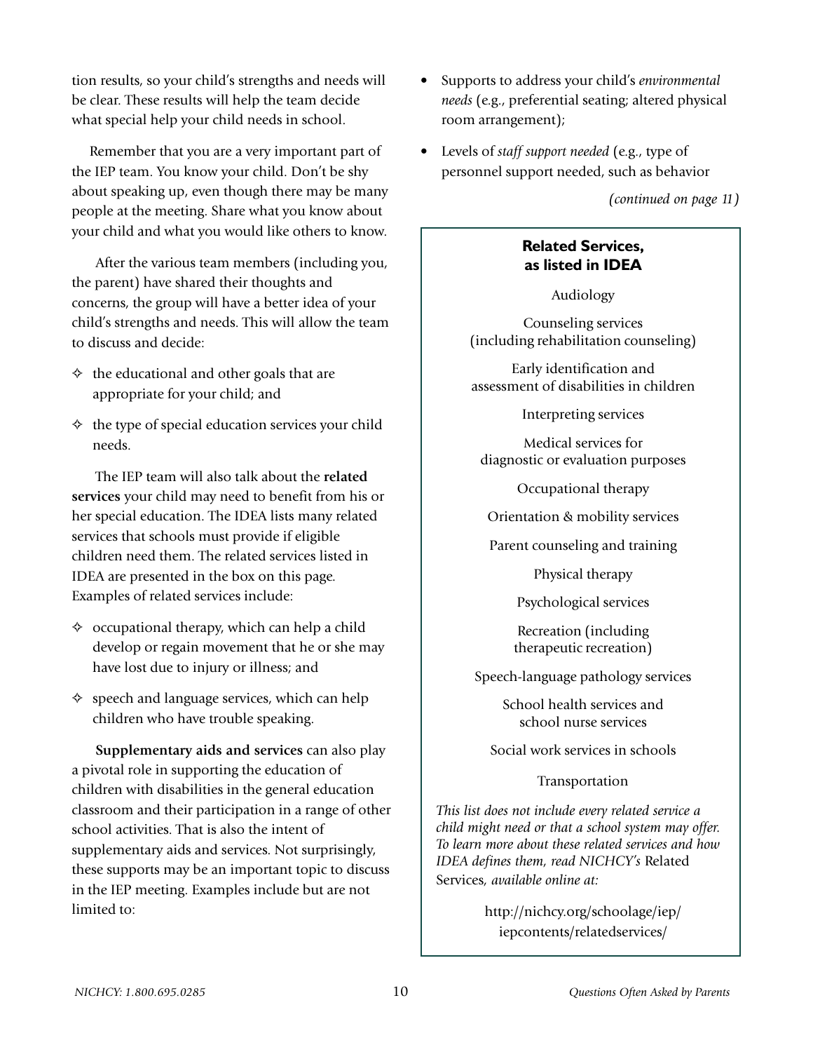tion results, so your child's strengths and needs will be clear. These results will help the team decide what special help your child needs in school.

Remember that you are a very important part of the IEP team. You know your child. Don't be shy about speaking up, even though there may be many people at the meeting. Share what you know about your child and what you would like others to know.

After the various team members (including you, the parent) have shared their thoughts and concerns, the group will have a better idea of your child's strengths and needs. This will allow the team to discuss and decide:

- the educational and other goals that are appropriate for your child; and
- the type of special education services your child needs.

The IEP team will also talk about the **related services** your child may need to benefit from his or her special education. The IDEA lists many related services that schools must provide if eligible children need them. The related services listed in IDEA are presented in the box on this page. Examples of related services include:

- occupational therapy, which can help a child develop or regain movement that he or she may have lost due to injury or illness; and
- speech and language services, which can help children who have trouble speaking.

**Supplementary aids and services** can also play a pivotal role in supporting the education of children with disabilities in the general education classroom and their participation in a range of other school activities. That is also the intent of supplementary aids and services. Not surprisingly, these supports may be an important topic to discuss in the IEP meeting. Examples include but are not limited to:

- Supports to address your child's *environmental needs* (e.g., preferential seating; altered physical room arrangement);
- Levels of *staff support needed* (e.g., type of personnel support needed, such as behavior

*(continued on page 11)*

---

**Related Services, as listed in IDEA**

Audiology

Counseling services (including rehabilitation counseling)

Early identification and assessment of disabilities in children

Interpreting services

Medical services for diagnostic or evaluation purposes

Occupational therapy

Orientation & mobility services

Parent counseling and training

Physical therapy

Psychological services

Recreation (including therapeutic recreation)

Speech-language pathology services

School health services and school nurse services

Social work services in schools

Transportation

*This list does not include every related service a child might need or that a school system may offer. To learn more about these related services and how IDEA defines them, read NICHCY's* Related Services*, available online at:*

http://nichcy.org/schoolage/iep/iepcontents/relatedservices/

---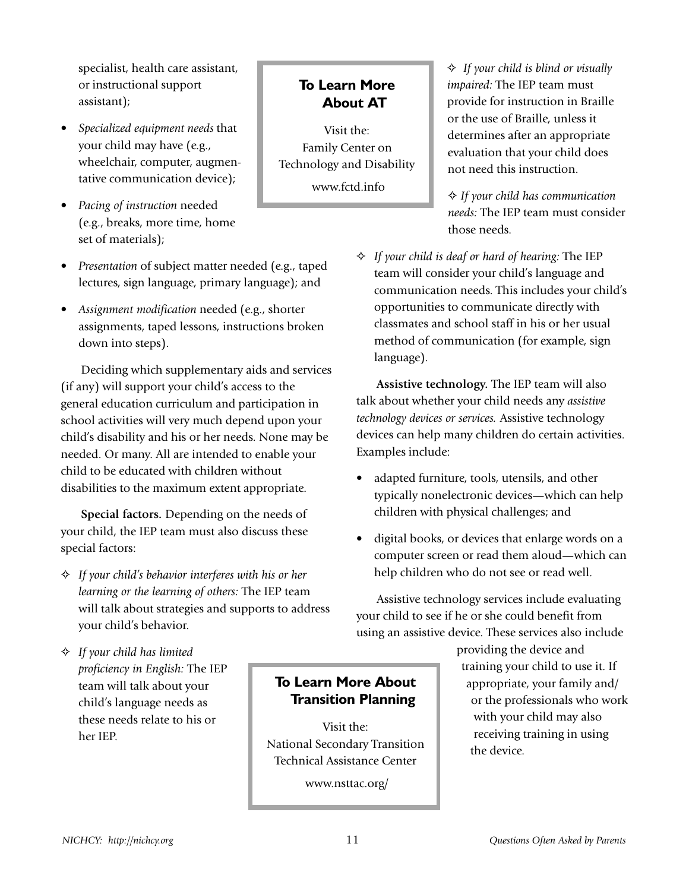specialist, health care assistant, or instructional support assistant);

- *Specialized equipment needs* that your child may have (e.g., wheelchair, computer, augmentative communication device);
- *Pacing of instruction* needed (e.g., breaks, more time, home set of materials);
- *Presentation* of subject matter needed (e.g., taped lectures, sign language, primary language); and
- *Assignment modification* needed (e.g., shorter assignments, taped lessons, instructions broken down into steps).

Deciding which supplementary aids and services (if any) will support your child's access to the general education curriculum and participation in school activities will very much depend upon your child's disability and his or her needs. None may be needed. Or many. All are intended to enable your child to be educated with children without disabilities to the maximum extent appropriate.

**Special factors.** Depending on the needs of your child, the IEP team must also discuss these special factors:

- *If your child's behavior interferes with his or her learning or the learning of others:* The IEP team will talk about strategies and supports to address your child's behavior.
- *If your child has limited proficiency in English:* The IEP team will talk about your child's language needs as these needs relate to his or her IEP.
- *If your child is blind or visually impaired:* The IEP team must provide for instruction in Braille or the use of Braille, unless it determines after an appropriate evaluation that your child does not need this instruction.
- *If your child has communication needs:* The IEP team must consider those needs.
- *If your child is deaf or hard of hearing:* The IEP team will consider your child's language and communication needs. This includes your child's opportunities to communicate directly with classmates and school staff in his or her usual method of communication (for example, sign language).

**Assistive technology.** The IEP team will also talk about whether your child needs any *assistive technology devices or services.* Assistive technology devices can help many children do certain activities. Examples include:

- adapted furniture, tools, utensils, and other typically nonelectronic devices—which can help children with physical challenges; and
- digital books, or devices that enlarge words on a computer screen or read them aloud—which can help children who do not see or read well.

Assistive technology services include evaluating your child to see if he or she could benefit from using an assistive device. These services also include providing the device and training your child to use it. If appropriate, your family and/or the professionals who work with your child may also receiving training in using the device.

**To Learn More About AT**

Visit the:
Family Center on Technology and Disability
www.fctd.info

**To Learn More About Transition Planning**

Visit the:
National Secondary Transition Technical Assistance Center
www.nsttac.org/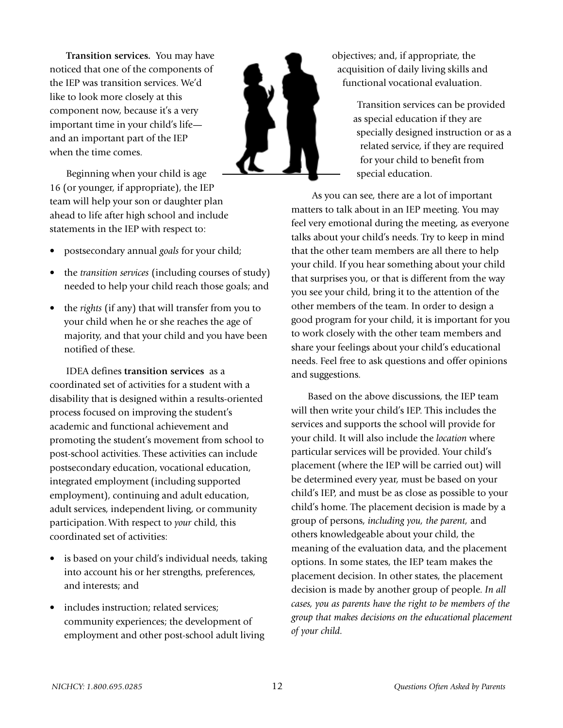**Transition services.** You may have noticed that one of the components of the IEP was transition services. We'd like to look more closely at this component now, because it's a very important time in your child's life—and an important part of the IEP when the time comes.

Beginning when your child is age 16 (or younger, if appropriate), the IEP team will help your son or daughter plan ahead to life after high school and include statements in the IEP with respect to:

- postsecondary annual *goals* for your child;
- the *transition services* (including courses of study) needed to help your child reach those goals; and
- the *rights* (if any) that will transfer from you to your child when he or she reaches the age of majority, and that your child and you have been notified of these.

IDEA defines **transition services** as a coordinated set of activities for a student with a disability that is designed within a results-oriented process focused on improving the student's academic and functional achievement and promoting the student's movement from school to post-school activities. These activities can include postsecondary education, vocational education, integrated employment (including supported employment), continuing and adult education, adult services, independent living, or community participation. With respect to *your* child, this coordinated set of activities:

- is based on your child's individual needs, taking into account his or her strengths, preferences, and interests; and
- includes instruction; related services; community experiences; the development of employment and other post-school adult living objectives; and, if appropriate, the acquisition of daily living skills and functional vocational evaluation.

Transition services can be provided as special education if they are specially designed instruction or as a related service, if they are required for your child to benefit from special education.

As you can see, there are a lot of important matters to talk about in an IEP meeting. You may feel very emotional during the meeting, as everyone talks about your child's needs. Try to keep in mind that the other team members are all there to help your child. If you hear something about your child that surprises you, or that is different from the way you see your child, bring it to the attention of the other members of the team. In order to design a good program for your child, it is important for you to work closely with the other team members and share your feelings about your child's educational needs. Feel free to ask questions and offer opinions and suggestions.

Based on the above discussions, the IEP team will then write your child's IEP. This includes the services and supports the school will provide for your child. It will also include the *location* where particular services will be provided. Your child's placement (where the IEP will be carried out) will be determined every year, must be based on your child's IEP, and must be as close as possible to your child's home. The placement decision is made by a group of persons, *including you, the parent,* and others knowledgeable about your child, the meaning of the evaluation data, and the placement options. In some states, the IEP team makes the placement decision. In other states, the placement decision is made by another group of people. *In all cases, you as parents have the right to be members of the group that makes decisions on the educational placement of your child.*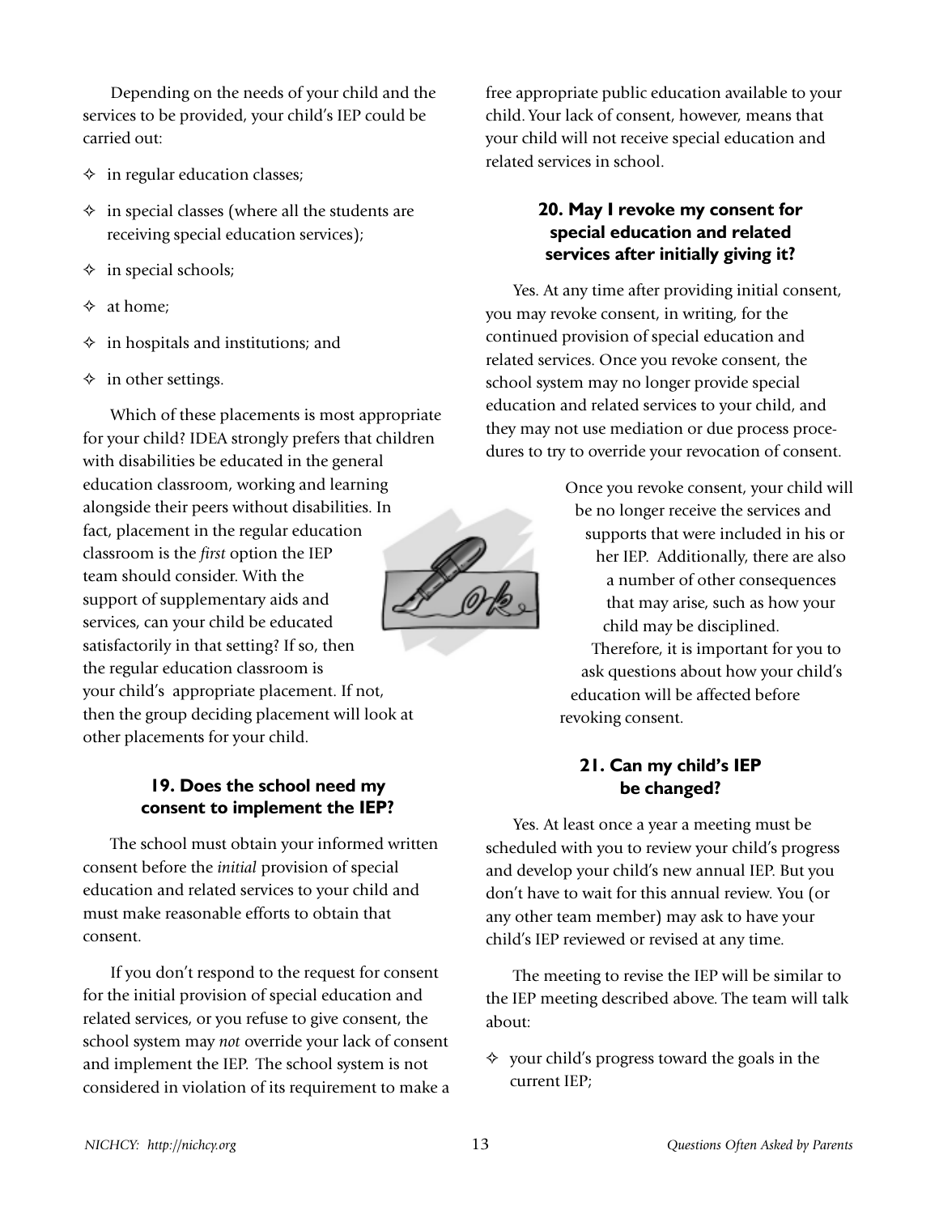Depending on the needs of your child and the services to be provided, your child's IEP could be carried out:

- in regular education classes;
- in special classes (where all the students are receiving special education services);
- in special schools;
- at home;
- in hospitals and institutions; and
- in other settings.

Which of these placements is most appropriate for your child? IDEA strongly prefers that children with disabilities be educated in the general education classroom, working and learning alongside their peers without disabilities. In fact, placement in the regular education classroom is the *first* option the IEP team should consider. With the support of supplementary aids and services, can your child be educated satisfactorily in that setting? If so, then the regular education classroom is your child's appropriate placement. If not, then the group deciding placement will look at other placements for your child.

### 19. Does the school need my consent to implement the IEP?

The school must obtain your informed written consent before the *initial* provision of special education and related services to your child and must make reasonable efforts to obtain that consent.

If you don't respond to the request for consent for the initial provision of special education and related services, or you refuse to give consent, the school system may *not* override your lack of consent and implement the IEP. The school system is not considered in violation of its requirement to make a free appropriate public education available to your child. Your lack of consent, however, means that your child will not receive special education and related services in school.

### 20. May I revoke my consent for special education and related services after initially giving it?

Yes. At any time after providing initial consent, you may revoke consent, in writing, for the continued provision of special education and related services. Once you revoke consent, the school system may no longer provide special education and related services to your child, and they may not use mediation or due process procedures to try to override your revocation of consent.

Once you revoke consent, your child will be no longer receive the services and supports that were included in his or her IEP. Additionally, there are also a number of other consequences that may arise, such as how your child may be disciplined. Therefore, it is important for you to ask questions about how your child's education will be affected before revoking consent.

### 21. Can my child's IEP be changed?

Yes. At least once a year a meeting must be scheduled with you to review your child's progress and develop your child's new annual IEP. But you don't have to wait for this annual review. You (or any other team member) may ask to have your child's IEP reviewed or revised at any time.

The meeting to revise the IEP will be similar to the IEP meeting described above. The team will talk about:

- your child's progress toward the goals in the current IEP;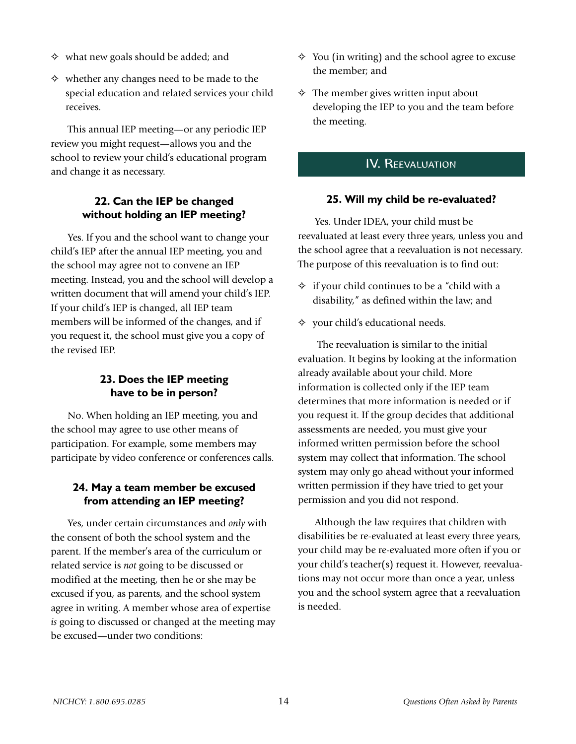- what new goals should be added; and
- whether any changes need to be made to the special education and related services your child receives.

This annual IEP meeting—or any periodic IEP review you might request—allows you and the school to review your child's educational program and change it as necessary.

### 22. Can the IEP be changed without holding an IEP meeting?

Yes. If you and the school want to change your child's IEP after the annual IEP meeting, you and the school may agree not to convene an IEP meeting. Instead, you and the school will develop a written document that will amend your child's IEP. If your child's IEP is changed, all IEP team members will be informed of the changes, and if you request it, the school must give you a copy of the revised IEP.

### 23. Does the IEP meeting have to be in person?

No. When holding an IEP meeting, you and the school may agree to use other means of participation. For example, some members may participate by video conference or conferences calls.

### 24. May a team member be excused from attending an IEP meeting?

Yes, under certain circumstances and *only* with the consent of both the school system and the parent. If the member's area of the curriculum or related service is *not* going to be discussed or modified at the meeting, then he or she may be excused if you, as parents, and the school system agree in writing. A member whose area of expertise *is* going to discussed or changed at the meeting may be excused—under two conditions:

- You (in writing) and the school agree to excuse the member; and
- The member gives written input about developing the IEP to you and the team before the meeting.

## IV. Reevaluation

### 25. Will my child be re-evaluated?

Yes. Under IDEA, your child must be reevaluated at least every three years, unless you and the school agree that a reevaluation is not necessary. The purpose of this reevaluation is to find out:

- if your child continues to be a "child with a disability," as defined within the law; and
- your child's educational needs.

The reevaluation is similar to the initial evaluation. It begins by looking at the information already available about your child. More information is collected only if the IEP team determines that more information is needed or if you request it. If the group decides that additional assessments are needed, you must give your informed written permission before the school system may collect that information. The school system may only go ahead without your informed written permission if they have tried to get your permission and you did not respond.

Although the law requires that children with disabilities be re-evaluated at least every three years, your child may be re-evaluated more often if you or your child's teacher(s) request it. However, reevaluations may not occur more than once a year, unless you and the school system agree that a reevaluation is needed.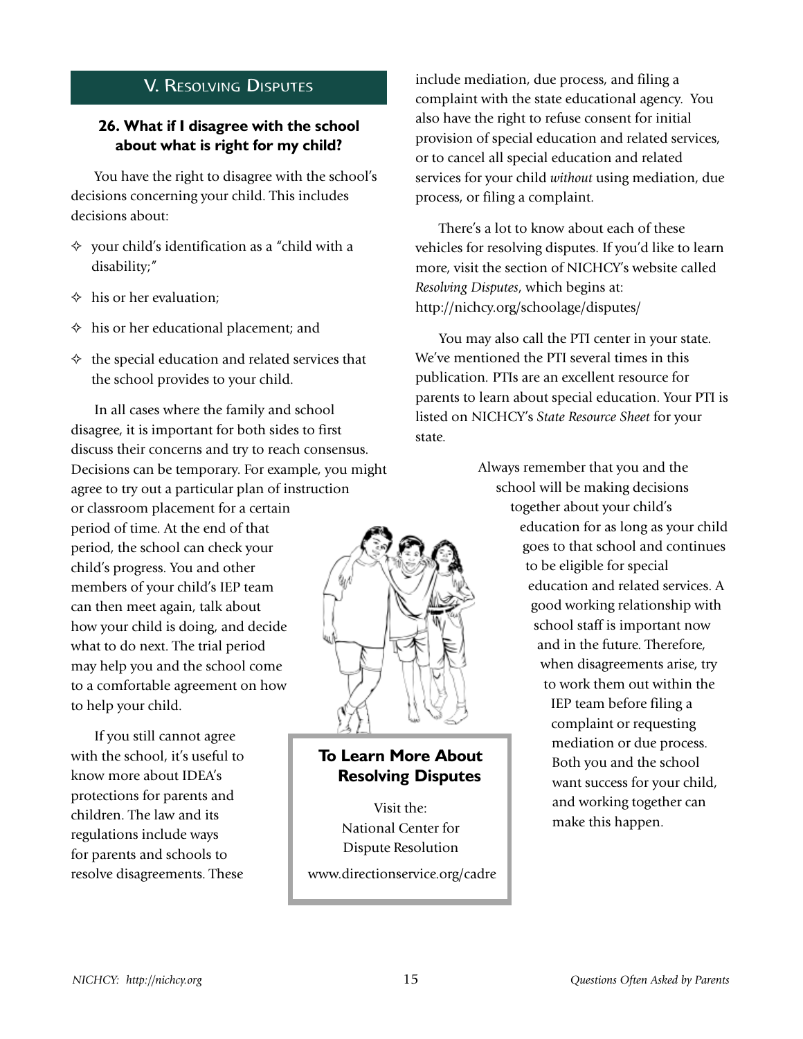## V. Resolving Disputes

### 26. What if I disagree with the school about what is right for my child?

You have the right to disagree with the school's decisions concerning your child. This includes decisions about:

- your child's identification as a "child with a disability;"
- his or her evaluation;
- his or her educational placement; and
- the special education and related services that the school provides to your child.

In all cases where the family and school disagree, it is important for both sides to first discuss their concerns and try to reach consensus. Decisions can be temporary. For example, you might agree to try out a particular plan of instruction or classroom placement for a certain period of time. At the end of that period, the school can check your child's progress. You and other members of your child's IEP team can then meet again, talk about how your child is doing, and decide what to do next. The trial period may help you and the school come to a comfortable agreement on how to help your child.

If you still cannot agree with the school, it's useful to know more about IDEA's protections for parents and children. The law and its regulations include ways for parents and schools to resolve disagreements. These include mediation, due process, and filing a complaint with the state educational agency. You also have the right to refuse consent for initial provision of special education and related services, or to cancel all special education and related services for your child *without* using mediation, due process, or filing a complaint.

There's a lot to know about each of these vehicles for resolving disputes. If you'd like to learn more, visit the section of NICHCY's website called *Resolving Disputes*, which begins at: http://nichcy.org/schoolage/disputes/

You may also call the PTI center in your state. We've mentioned the PTI several times in this publication. PTIs are an excellent resource for parents to learn about special education. Your PTI is listed on NICHCY's *State Resource Sheet* for your state.

Always remember that you and the school will be making decisions together about your child's education for as long as your child goes to that school and continues to be eligible for special education and related services. A good working relationship with school staff is important now and in the future. Therefore, when disagreements arise, try to work them out within the IEP team before filing a complaint or requesting mediation or due process. Both you and the school want success for your child, and working together can make this happen.

**To Learn More About Resolving Disputes**

Visit the:
National Center for Dispute Resolution

www.directionservice.org/cadre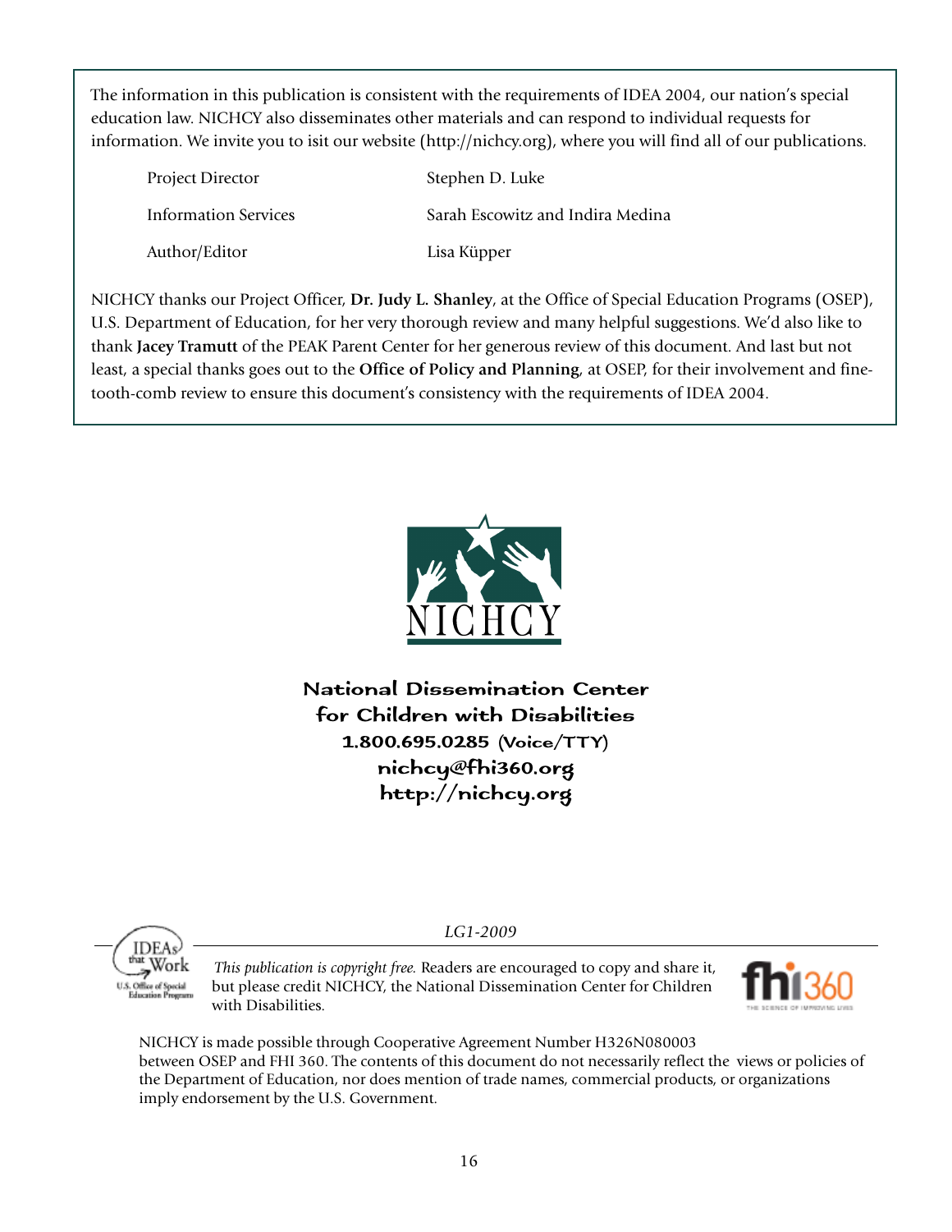The information in this publication is consistent with the requirements of IDEA 2004, our nation's special education law. NICHCY also disseminates other materials and can respond to individual requests for information. We invite you to isit our website (http://nichcy.org), where you will find all of our publications.

| | |
|---|---|
| Project Director | Stephen D. Luke |
| Information Services | Sarah Escowitz and Indira Medina |
| Author/Editor | Lisa Küpper |

NICHCY thanks our Project Officer, **Dr. Judy L. Shanley**, at the Office of Special Education Programs (OSEP), U.S. Department of Education, for her very thorough review and many helpful suggestions. We'd also like to thank **Jacey Tramutt** of the PEAK Parent Center for her generous review of this document. And last but not least, a special thanks goes out to the **Office of Policy and Planning**, at OSEP, for their involvement and fine-tooth-comb review to ensure this document's consistency with the requirements of IDEA 2004.

NICHCY

**National Dissemination Center for Children with Disabilities**
**1.800.695.0285 (Voice/TTY)**
**nichcy@fhi360.org**
**http://nichcy.org**

IDEAs that Work
U.S. Office of Special Education Programs

*LG1-2009*

*This publication is copyright free.* Readers are encouraged to copy and share it, but please credit NICHCY, the National Dissemination Center for Children with Disabilities.

fhi360
THE SCIENCE OF IMPROVING LIVES

NICHCY is made possible through Cooperative Agreement Number H326N080003 between OSEP and FHI 360. The contents of this document do not necessarily reflect the views or policies of the Department of Education, nor does mention of trade names, commercial products, or organizations imply endorsement by the U.S. Government.